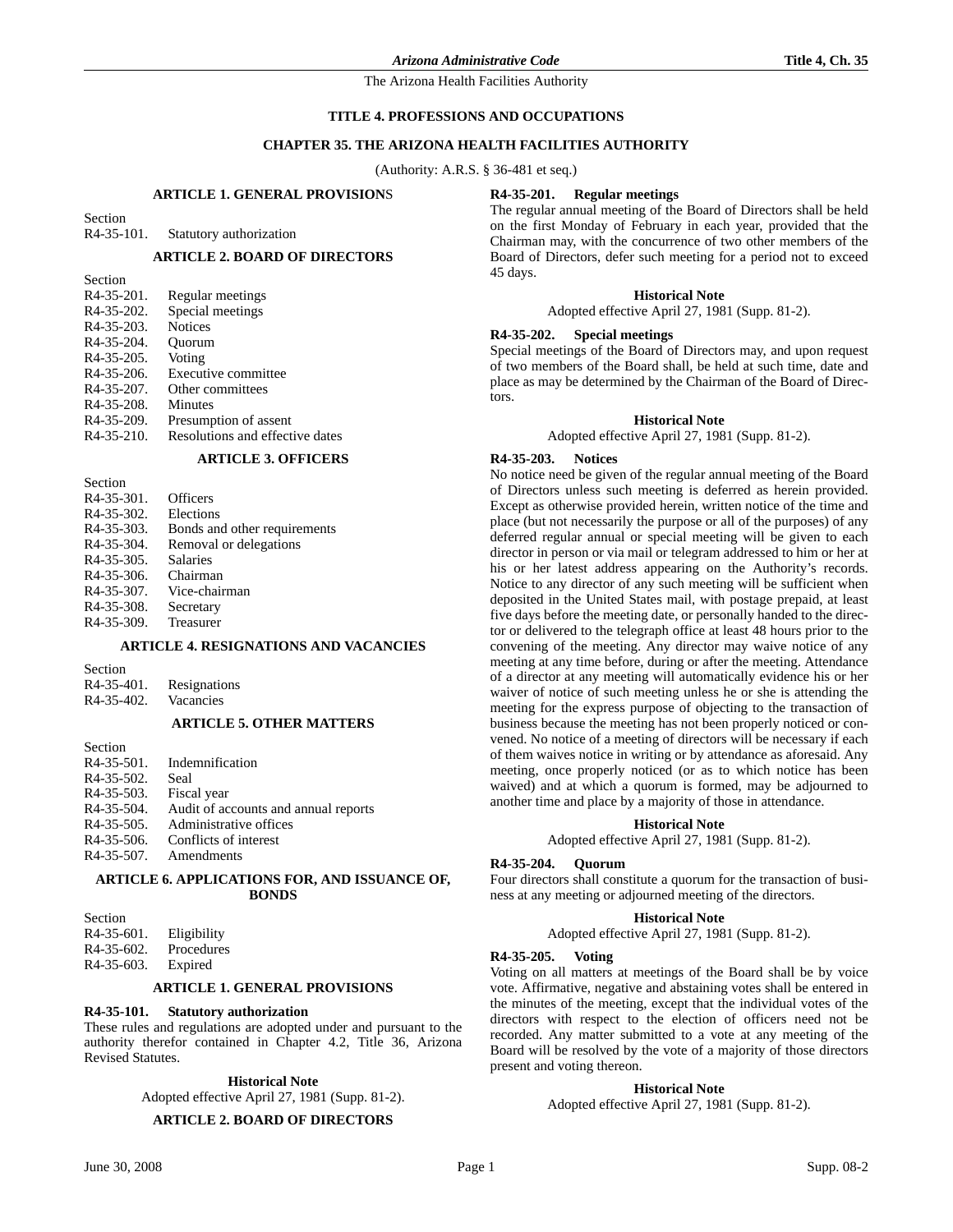# TITLE 4. PROFESSIONS AND OCCUPATIONS

## CHAPTER 35. THE ARIZONA HEALTH FACILITIES AUTHORITY

(Authority: A.R.S. § 36-481 et seq.)

### ARTICLE 1. GENERAL PROVISIONS

Section
R4-35-101. Statutory authorization

### ARTICLE 2. BOARD OF DIRECTORS

Section
R4-35-201. Regular meetings
R4-35-202. Special meetings
R4-35-203. Notices
R4-35-204. Quorum
R4-35-205. Voting
R4-35-206. Executive committee
R4-35-207. Other committees
R4-35-208. Minutes
R4-35-209. Presumption of assent
R4-35-210. Resolutions and effective dates

### ARTICLE 3. OFFICERS

Section
R4-35-301. Officers
R4-35-302. Elections
R4-35-303. Bonds and other requirements
R4-35-304. Removal or delegations
R4-35-305. Salaries
R4-35-306. Chairman
R4-35-307. Vice-chairman
R4-35-308. Secretary
R4-35-309. Treasurer

### ARTICLE 4. RESIGNATIONS AND VACANCIES

Section
R4-35-401. Resignations
R4-35-402. Vacancies

### ARTICLE 5. OTHER MATTERS

Section
R4-35-501. Indemnification
R4-35-502. Seal
R4-35-503. Fiscal year
R4-35-504. Audit of accounts and annual reports
R4-35-505. Administrative offices
R4-35-506. Conflicts of interest
R4-35-507. Amendments

### ARTICLE 6. APPLICATIONS FOR, AND ISSUANCE OF, BONDS

Section
R4-35-601. Eligibility
R4-35-602. Procedures
R4-35-603. Expired

### ARTICLE 1. GENERAL PROVISIONS

#### R4-35-101. Statutory authorization

These rules and regulations are adopted under and pursuant to the authority therefor contained in Chapter 4.2, Title 36, Arizona Revised Statutes.

**Historical Note**

Adopted effective April 27, 1981 (Supp. 81-2).

### ARTICLE 2. BOARD OF DIRECTORS

#### R4-35-201. Regular meetings

The regular annual meeting of the Board of Directors shall be held on the first Monday of February in each year, provided that the Chairman may, with the concurrence of two other members of the Board of Directors, defer such meeting for a period not to exceed 45 days.

**Historical Note**

Adopted effective April 27, 1981 (Supp. 81-2).

#### R4-35-202. Special meetings

Special meetings of the Board of Directors may, and upon request of two members of the Board shall, be held at such time, date and place as may be determined by the Chairman of the Board of Directors.

**Historical Note**

Adopted effective April 27, 1981 (Supp. 81-2).

#### R4-35-203. Notices

No notice need be given of the regular annual meeting of the Board of Directors unless such meeting is deferred as herein provided. Except as otherwise provided herein, written notice of the time and place (but not necessarily the purpose or all of the purposes) of any deferred regular annual or special meeting will be given to each director in person or via mail or telegram addressed to him or her at his or her latest address appearing on the Authority's records. Notice to any director of any such meeting will be sufficient when deposited in the United States mail, with postage prepaid, at least five days before the meeting date, or personally handed to the director or delivered to the telegraph office at least 48 hours prior to the convening of the meeting. Any director may waive notice of any meeting at any time before, during or after the meeting. Attendance of a director at any meeting will automatically evidence his or her waiver of notice of such meeting unless he or she is attending the meeting for the express purpose of objecting to the transaction of business because the meeting has not been properly noticed or convened. No notice of a meeting of directors will be necessary if each of them waives notice in writing or by attendance as aforesaid. Any meeting, once properly noticed (or as to which notice has been waived) and at which a quorum is formed, may be adjourned to another time and place by a majority of those in attendance.

**Historical Note**

Adopted effective April 27, 1981 (Supp. 81-2).

#### R4-35-204. Quorum

Four directors shall constitute a quorum for the transaction of business at any meeting or adjourned meeting of the directors.

**Historical Note**

Adopted effective April 27, 1981 (Supp. 81-2).

#### R4-35-205. Voting

Voting on all matters at meetings of the Board shall be by voice vote. Affirmative, negative and abstaining votes shall be entered in the minutes of the meeting, except that the individual votes of the directors with respect to the election of officers need not be recorded. Any matter submitted to a vote at any meeting of the Board will be resolved by the vote of a majority of those directors present and voting thereon.

**Historical Note**

Adopted effective April 27, 1981 (Supp. 81-2).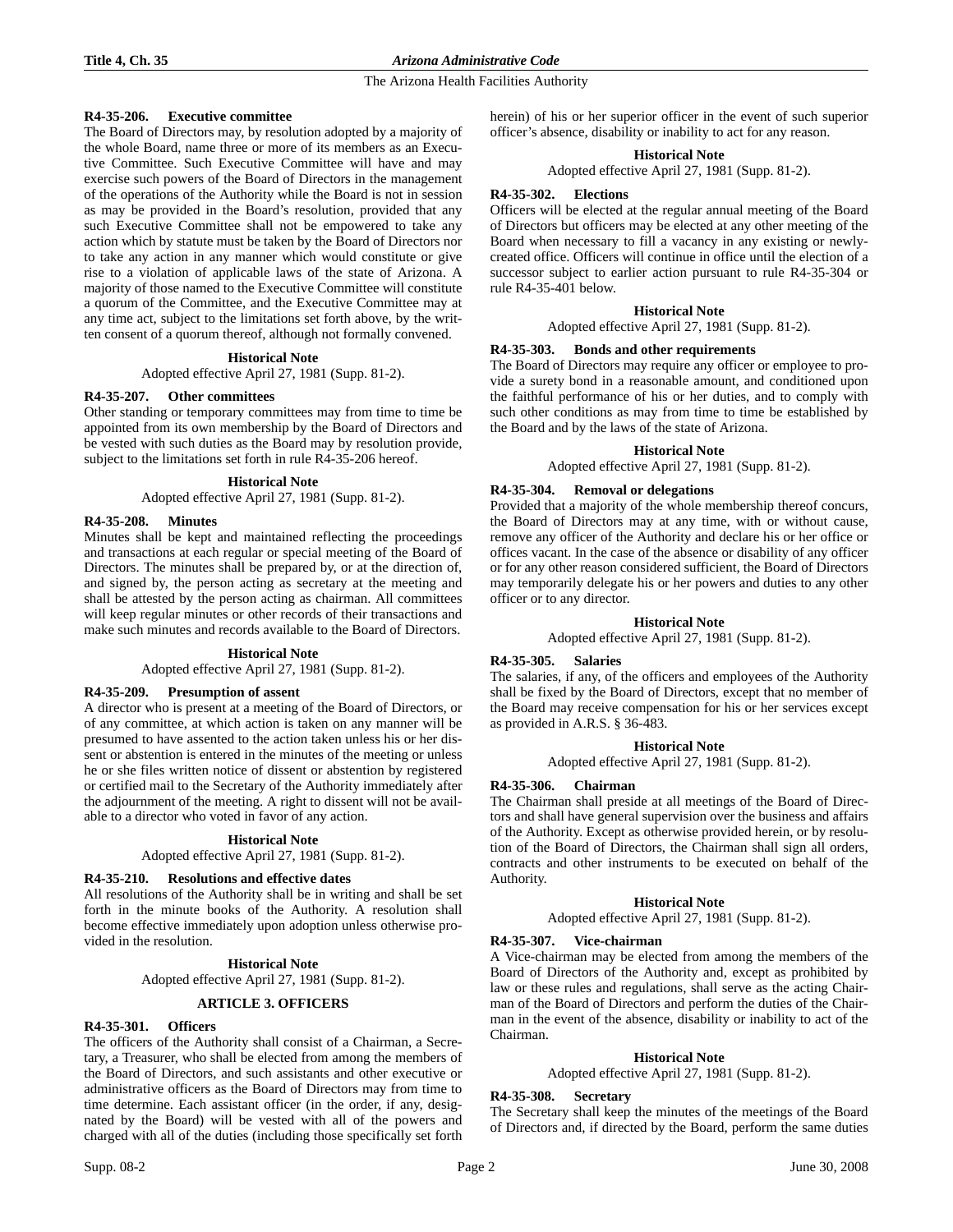### R4-35-206. Executive committee

The Board of Directors may, by resolution adopted by a majority of the whole Board, name three or more of its members as an Executive Committee. Such Executive Committee will have and may exercise such powers of the Board of Directors in the management of the operations of the Authority while the Board is not in session as may be provided in the Board's resolution, provided that any such Executive Committee shall not be empowered to take any action which by statute must be taken by the Board of Directors nor to take any action in any manner which would constitute or give rise to a violation of applicable laws of the state of Arizona. A majority of those named to the Executive Committee will constitute a quorum of the Committee, and the Executive Committee may at any time act, subject to the limitations set forth above, by the written consent of a quorum thereof, although not formally convened.

**Historical Note**

Adopted effective April 27, 1981 (Supp. 81-2).

### R4-35-207. Other committees

Other standing or temporary committees may from time to time be appointed from its own membership by the Board of Directors and be vested with such duties as the Board may by resolution provide, subject to the limitations set forth in rule R4-35-206 hereof.

**Historical Note**

Adopted effective April 27, 1981 (Supp. 81-2).

### R4-35-208. Minutes

Minutes shall be kept and maintained reflecting the proceedings and transactions at each regular or special meeting of the Board of Directors. The minutes shall be prepared by, or at the direction of, and signed by, the person acting as secretary at the meeting and shall be attested by the person acting as chairman. All committees will keep regular minutes or other records of their transactions and make such minutes and records available to the Board of Directors.

**Historical Note**

Adopted effective April 27, 1981 (Supp. 81-2).

### R4-35-209. Presumption of assent

A director who is present at a meeting of the Board of Directors, or of any committee, at which action is taken on any manner will be presumed to have assented to the action taken unless his or her dissent or abstention is entered in the minutes of the meeting or unless he or she files written notice of dissent or abstention by registered or certified mail to the Secretary of the Authority immediately after the adjournment of the meeting. A right to dissent will not be available to a director who voted in favor of any action.

**Historical Note**

Adopted effective April 27, 1981 (Supp. 81-2).

### R4-35-210. Resolutions and effective dates

All resolutions of the Authority shall be in writing and shall be set forth in the minute books of the Authority. A resolution shall become effective immediately upon adoption unless otherwise provided in the resolution.

**Historical Note**

Adopted effective April 27, 1981 (Supp. 81-2).

## ARTICLE 3. OFFICERS

### R4-35-301. Officers

The officers of the Authority shall consist of a Chairman, a Secretary, a Treasurer, who shall be elected from among the members of the Board of Directors, and such assistants and other executive or administrative officers as the Board of Directors may from time to time determine. Each assistant officer (in the order, if any, designated by the Board) will be vested with all of the powers and charged with all of the duties (including those specifically set forth herein) of his or her superior officer in the event of such superior officer's absence, disability or inability to act for any reason.

**Historical Note**

Adopted effective April 27, 1981 (Supp. 81-2).

### R4-35-302. Elections

Officers will be elected at the regular annual meeting of the Board of Directors but officers may be elected at any other meeting of the Board when necessary to fill a vacancy in any existing or newly-created office. Officers will continue in office until the election of a successor subject to earlier action pursuant to rule R4-35-304 or rule R4-35-401 below.

**Historical Note**

Adopted effective April 27, 1981 (Supp. 81-2).

### R4-35-303. Bonds and other requirements

The Board of Directors may require any officer or employee to provide a surety bond in a reasonable amount, and conditioned upon the faithful performance of his or her duties, and to comply with such other conditions as may from time to time be established by the Board and by the laws of the state of Arizona.

**Historical Note**

Adopted effective April 27, 1981 (Supp. 81-2).

### R4-35-304. Removal or delegations

Provided that a majority of the whole membership thereof concurs, the Board of Directors may at any time, with or without cause, remove any officer of the Authority and declare his or her office or offices vacant. In the case of the absence or disability of any officer or for any other reason considered sufficient, the Board of Directors may temporarily delegate his or her powers and duties to any other officer or to any director.

**Historical Note**

Adopted effective April 27, 1981 (Supp. 81-2).

### R4-35-305. Salaries

The salaries, if any, of the officers and employees of the Authority shall be fixed by the Board of Directors, except that no member of the Board may receive compensation for his or her services except as provided in A.R.S. § 36-483.

**Historical Note**

Adopted effective April 27, 1981 (Supp. 81-2).

### R4-35-306. Chairman

The Chairman shall preside at all meetings of the Board of Directors and shall have general supervision over the business and affairs of the Authority. Except as otherwise provided herein, or by resolution of the Board of Directors, the Chairman shall sign all orders, contracts and other instruments to be executed on behalf of the Authority.

**Historical Note**

Adopted effective April 27, 1981 (Supp. 81-2).

### R4-35-307. Vice-chairman

A Vice-chairman may be elected from among the members of the Board of Directors of the Authority and, except as prohibited by law or these rules and regulations, shall serve as the acting Chairman of the Board of Directors and perform the duties of the Chairman in the event of the absence, disability or inability to act of the Chairman.

**Historical Note**

Adopted effective April 27, 1981 (Supp. 81-2).

### R4-35-308. Secretary

The Secretary shall keep the minutes of the meetings of the Board of Directors and, if directed by the Board, perform the same duties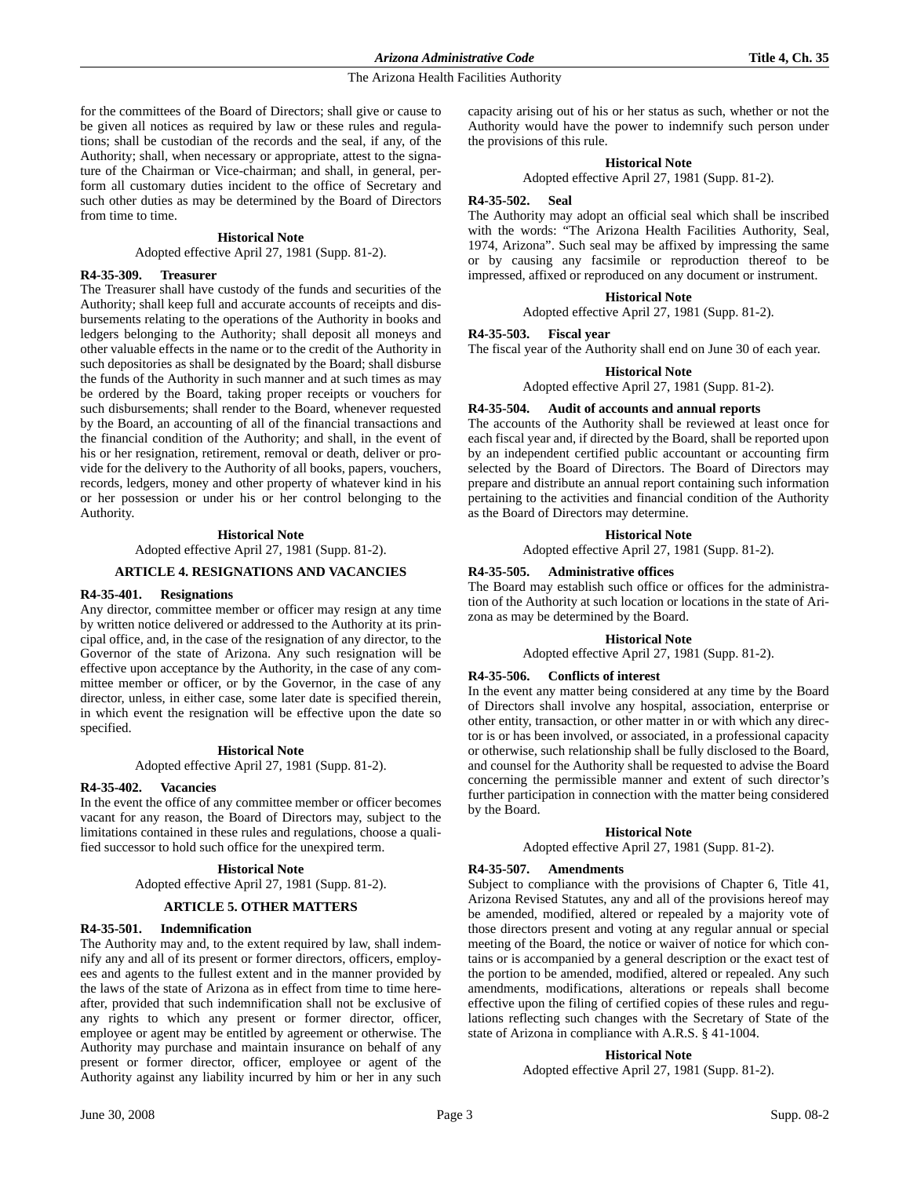for the committees of the Board of Directors; shall give or cause to be given all notices as required by law or these rules and regulations; shall be custodian of the records and the seal, if any, of the Authority; shall, when necessary or appropriate, attest to the signature of the Chairman or Vice-chairman; and shall, in general, perform all customary duties incident to the office of Secretary and such other duties as may be determined by the Board of Directors from time to time.

**Historical Note**

Adopted effective April 27, 1981 (Supp. 81-2).

**R4-35-309. Treasurer**

The Treasurer shall have custody of the funds and securities of the Authority; shall keep full and accurate accounts of receipts and disbursements relating to the operations of the Authority in books and ledgers belonging to the Authority; shall deposit all moneys and other valuable effects in the name or to the credit of the Authority in such depositories as shall be designated by the Board; shall disburse the funds of the Authority in such manner and at such times as may be ordered by the Board, taking proper receipts or vouchers for such disbursements; shall render to the Board, whenever requested by the Board, an accounting of all of the financial transactions and the financial condition of the Authority; and shall, in the event of his or her resignation, retirement, removal or death, deliver or provide for the delivery to the Authority of all books, papers, vouchers, records, ledgers, money and other property of whatever kind in his or her possession or under his or her control belonging to the Authority.

**Historical Note**

Adopted effective April 27, 1981 (Supp. 81-2).

## ARTICLE 4. RESIGNATIONS AND VACANCIES

**R4-35-401. Resignations**

Any director, committee member or officer may resign at any time by written notice delivered or addressed to the Authority at its principal office, and, in the case of the resignation of any director, to the Governor of the state of Arizona. Any such resignation will be effective upon acceptance by the Authority, in the case of any committee member or officer, or by the Governor, in the case of any director, unless, in either case, some later date is specified therein, in which event the resignation will be effective upon the date so specified.

**Historical Note**

Adopted effective April 27, 1981 (Supp. 81-2).

**R4-35-402. Vacancies**

In the event the office of any committee member or officer becomes vacant for any reason, the Board of Directors may, subject to the limitations contained in these rules and regulations, choose a qualified successor to hold such office for the unexpired term.

**Historical Note**

Adopted effective April 27, 1981 (Supp. 81-2).

## ARTICLE 5. OTHER MATTERS

**R4-35-501. Indemnification**

The Authority may and, to the extent required by law, shall indemnify any and all of its present or former directors, officers, employees and agents to the fullest extent and in the manner provided by the laws of the state of Arizona as in effect from time to time hereafter, provided that such indemnification shall not be exclusive of any rights to which any present or former director, officer, employee or agent may be entitled by agreement or otherwise. The Authority may purchase and maintain insurance on behalf of any present or former director, officer, employee or agent of the Authority against any liability incurred by him or her in any such capacity arising out of his or her status as such, whether or not the Authority would have the power to indemnify such person under the provisions of this rule.

**Historical Note**

Adopted effective April 27, 1981 (Supp. 81-2).

**R4-35-502. Seal**

The Authority may adopt an official seal which shall be inscribed with the words: "The Arizona Health Facilities Authority, Seal, 1974, Arizona". Such seal may be affixed by impressing the same or by causing any facsimile or reproduction thereof to be impressed, affixed or reproduced on any document or instrument.

**Historical Note**

Adopted effective April 27, 1981 (Supp. 81-2).

**R4-35-503. Fiscal year**

The fiscal year of the Authority shall end on June 30 of each year.

**Historical Note**

Adopted effective April 27, 1981 (Supp. 81-2).

**R4-35-504. Audit of accounts and annual reports**

The accounts of the Authority shall be reviewed at least once for each fiscal year and, if directed by the Board, shall be reported upon by an independent certified public accountant or accounting firm selected by the Board of Directors. The Board of Directors may prepare and distribute an annual report containing such information pertaining to the activities and financial condition of the Authority as the Board of Directors may determine.

**Historical Note**

Adopted effective April 27, 1981 (Supp. 81-2).

**R4-35-505. Administrative offices**

The Board may establish such office or offices for the administration of the Authority at such location or locations in the state of Arizona as may be determined by the Board.

**Historical Note**

Adopted effective April 27, 1981 (Supp. 81-2).

**R4-35-506. Conflicts of interest**

In the event any matter being considered at any time by the Board of Directors shall involve any hospital, association, enterprise or other entity, transaction, or other matter in or with which any director is or has been involved, or associated, in a professional capacity or otherwise, such relationship shall be fully disclosed to the Board, and counsel for the Authority shall be requested to advise the Board concerning the permissible manner and extent of such director's further participation in connection with the matter being considered by the Board.

**Historical Note**

Adopted effective April 27, 1981 (Supp. 81-2).

**R4-35-507. Amendments**

Subject to compliance with the provisions of Chapter 6, Title 41, Arizona Revised Statutes, any and all of the provisions hereof may be amended, modified, altered or repealed by a majority vote of those directors present and voting at any regular annual or special meeting of the Board, the notice or waiver of notice for which contains or is accompanied by a general description or the exact test of the portion to be amended, modified, altered or repealed. Any such amendments, modifications, alterations or repeals shall become effective upon the filing of certified copies of these rules and regulations reflecting such changes with the Secretary of State of the state of Arizona in compliance with A.R.S. § 41-1004.

**Historical Note**

Adopted effective April 27, 1981 (Supp. 81-2).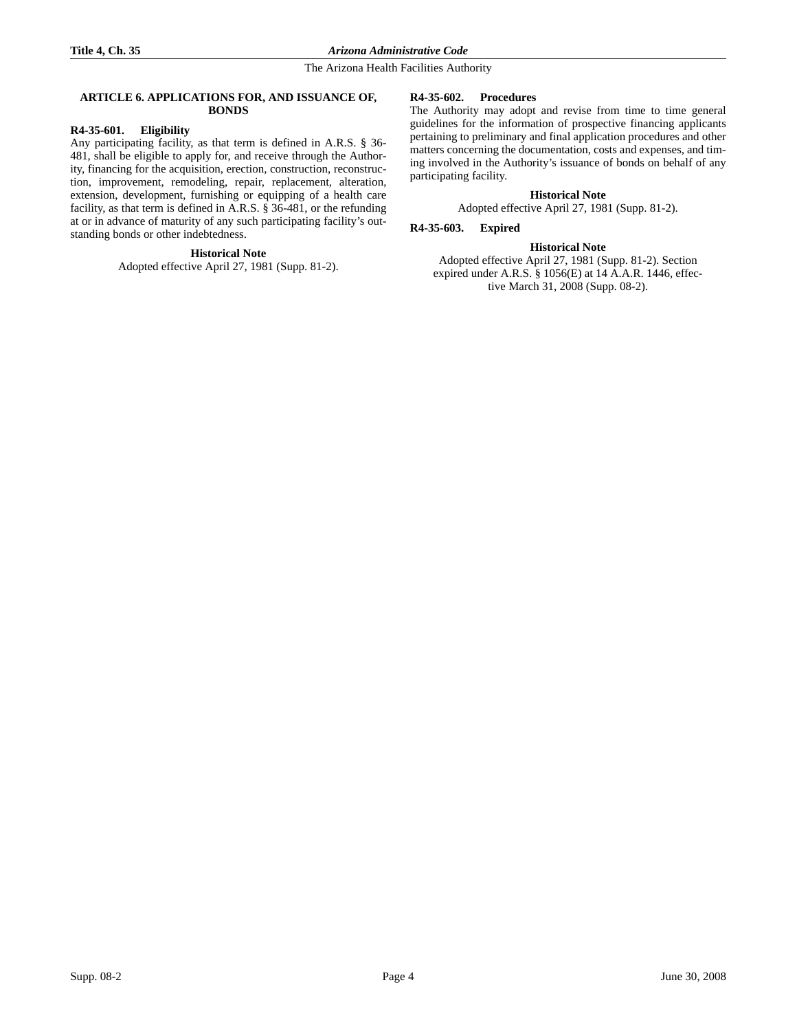## ARTICLE 6. APPLICATIONS FOR, AND ISSUANCE OF, BONDS

### R4-35-601. Eligibility

Any participating facility, as that term is defined in A.R.S. § 36-481, shall be eligible to apply for, and receive through the Authority, financing for the acquisition, erection, construction, reconstruction, improvement, remodeling, repair, replacement, alteration, extension, development, furnishing or equipping of a health care facility, as that term is defined in A.R.S. § 36-481, or the refunding at or in advance of maturity of any such participating facility's outstanding bonds or other indebtedness.

**Historical Note**

Adopted effective April 27, 1981 (Supp. 81-2).

### R4-35-602. Procedures

The Authority may adopt and revise from time to time general guidelines for the information of prospective financing applicants pertaining to preliminary and final application procedures and other matters concerning the documentation, costs and expenses, and timing involved in the Authority's issuance of bonds on behalf of any participating facility.

**Historical Note**

Adopted effective April 27, 1981 (Supp. 81-2).

### R4-35-603. Expired

**Historical Note**

Adopted effective April 27, 1981 (Supp. 81-2). Section expired under A.R.S. § 1056(E) at 14 A.A.R. 1446, effective March 31, 2008 (Supp. 08-2).